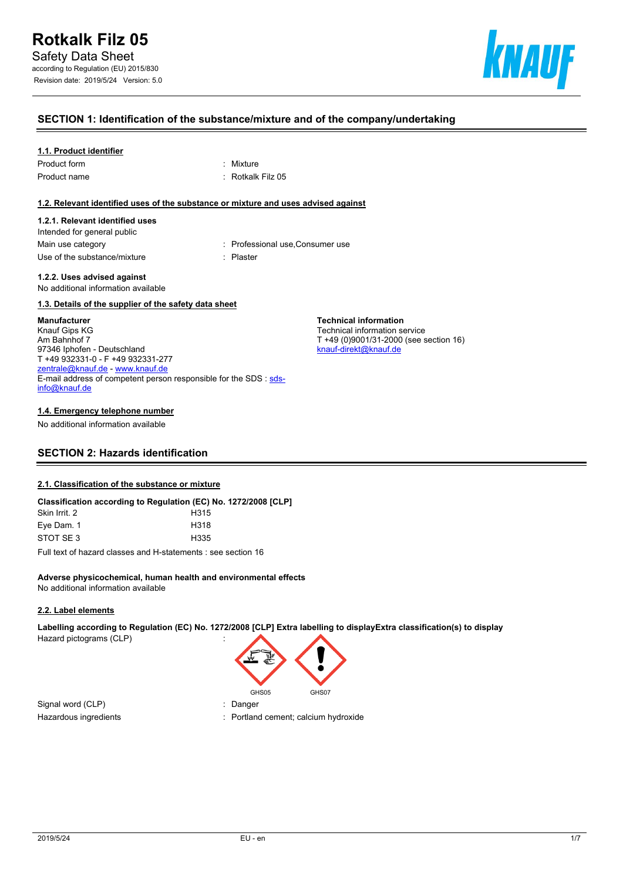# Rotkalk Filz 05

Safety Data Sheet

according to Regulation (EU) 2015/830

Revision date: 2019/5/24 Version: 5.0

## SECTION 1: Identification of the substance/mixture and of the company/undertaking

### 1.1. Product identifier

| | |
|---|---|
| Product form | : Mixture |
| Product name | : Rotkalk Filz 05 |

### 1.2. Relevant identified uses of the substance or mixture and uses advised against

#### 1.2.1. Relevant identified uses

Intended for general public

| | |
|---|---|
| Main use category | : Professional use,Consumer use |
| Use of the substance/mixture | : Plaster |

#### 1.2.2. Uses advised against

No additional information available

### 1.3. Details of the supplier of the safety data sheet

**Manufacturer**
Knauf Gips KG
Am Bahnhof 7
97346 Iphofen - Deutschland
T +49 932331-0 - F +49 932331-277
zentrale@knauf.de - www.knauf.de
E-mail address of competent person responsible for the SDS : sds-info@knauf.de

**Technical information**
Technical information service
T +49 (0)9001/31-2000 (see section 16)
knauf-direkt@knauf.de

### 1.4. Emergency telephone number

No additional information available

## SECTION 2: Hazards identification

### 2.1. Classification of the substance or mixture

**Classification according to Regulation (EC) No. 1272/2008 [CLP]**

| | |
|---|---|
| Skin Irrit. 2 | H315 |
| Eye Dam. 1 | H318 |
| STOT SE 3 | H335 |

Full text of hazard classes and H-statements : see section 16

**Adverse physicochemical, human health and environmental effects**

No additional information available

### 2.2. Label elements

**Labelling according to Regulation (EC) No. 1272/2008 [CLP] Extra labelling to displayExtra classification(s) to display**

| | |
|---|---|
| Hazard pictograms (CLP) | : GHS05 GHS07 |
| Signal word (CLP) | : Danger |
| Hazardous ingredients | : Portland cement; calcium hydroxide |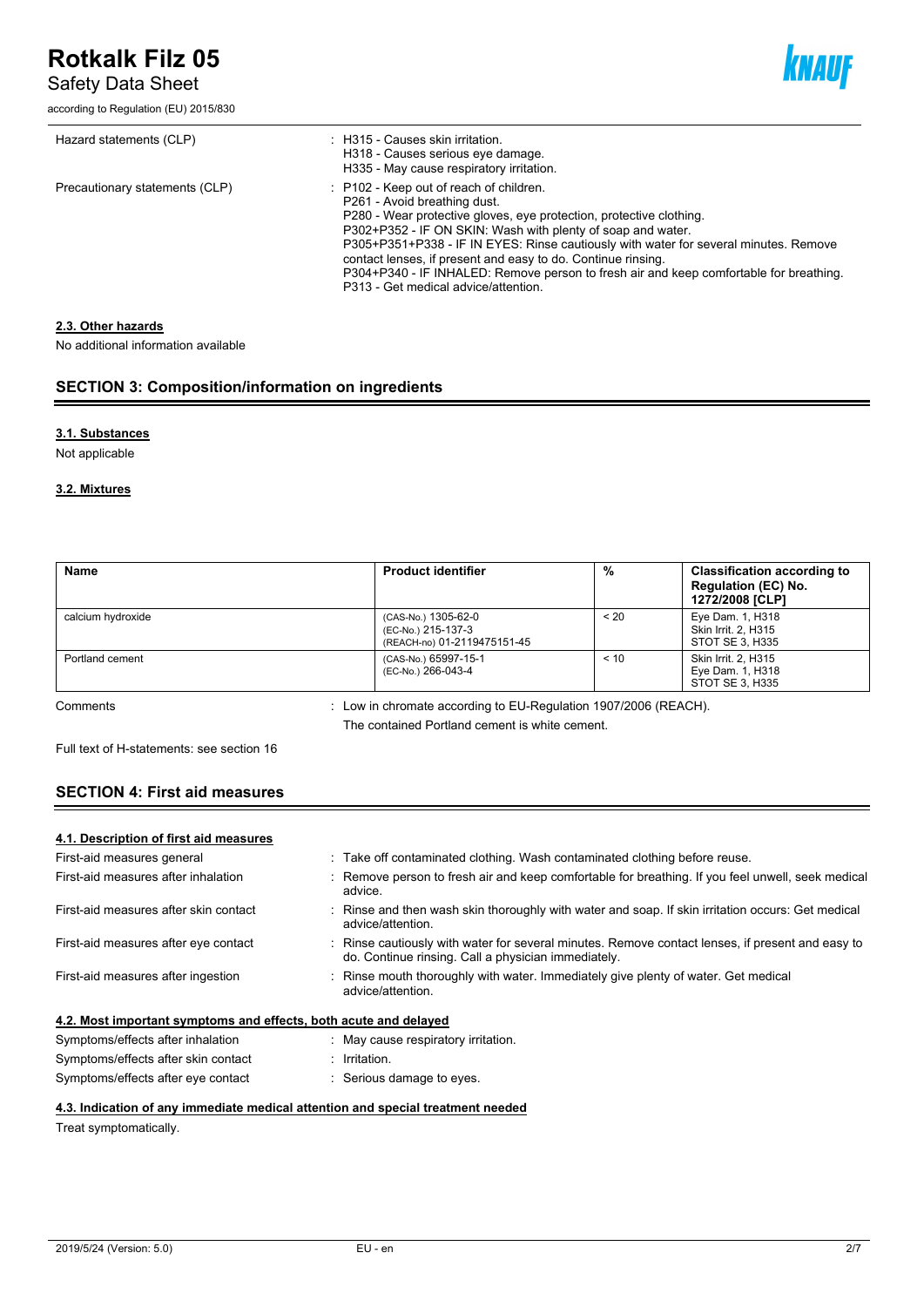| | |
|---|---|
| Hazard statements (CLP) | : H315 - Causes skin irritation.<br>H318 - Causes serious eye damage.<br>H335 - May cause respiratory irritation. |
| Precautionary statements (CLP) | : P102 - Keep out of reach of children.<br>P261 - Avoid breathing dust.<br>P280 - Wear protective gloves, eye protection, protective clothing.<br>P302+P352 - IF ON SKIN: Wash with plenty of soap and water.<br>P305+P351+P338 - IF IN EYES: Rinse cautiously with water for several minutes. Remove contact lenses, if present and easy to do. Continue rinsing.<br>P304+P340 - IF INHALED: Remove person to fresh air and keep comfortable for breathing.<br>P313 - Get medical advice/attention. |

### 2.3. Other hazards

No additional information available

## SECTION 3: Composition/information on ingredients

### 3.1. Substances

Not applicable

### 3.2. Mixtures

| Name | Product identifier | % | Classification according to Regulation (EC) No. 1272/2008 [CLP] |
|---|---|---|---|
| calcium hydroxide | (CAS-No.) 1305-62-0<br>(EC-No.) 215-137-3<br>(REACH-no) 01-2119475151-45 | < 20 | Eye Dam. 1, H318<br>Skin Irrit. 2, H315<br>STOT SE 3, H335 |
| Portland cement | (CAS-No.) 65997-15-1<br>(EC-No.) 266-043-4 | < 10 | Skin Irrit. 2, H315<br>Eye Dam. 1, H318<br>STOT SE 3, H335 |

Comments : Low in chromate according to EU-Regulation 1907/2006 (REACH).
The contained Portland cement is white cement.

Full text of H-statements: see section 16

## SECTION 4: First aid measures

### 4.1. Description of first aid measures

| | |
|---|---|
| First-aid measures general | : Take off contaminated clothing. Wash contaminated clothing before reuse. |
| First-aid measures after inhalation | : Remove person to fresh air and keep comfortable for breathing. If you feel unwell, seek medical advice. |
| First-aid measures after skin contact | : Rinse and then wash skin thoroughly with water and soap. If skin irritation occurs: Get medical advice/attention. |
| First-aid measures after eye contact | : Rinse cautiously with water for several minutes. Remove contact lenses, if present and easy to do. Continue rinsing. Call a physician immediately. |
| First-aid measures after ingestion | : Rinse mouth thoroughly with water. Immediately give plenty of water. Get medical advice/attention. |

### 4.2. Most important symptoms and effects, both acute and delayed

| | |
|---|---|
| Symptoms/effects after inhalation | : May cause respiratory irritation. |
| Symptoms/effects after skin contact | : Irritation. |
| Symptoms/effects after eye contact | : Serious damage to eyes. |

### 4.3. Indication of any immediate medical attention and special treatment needed

Treat symptomatically.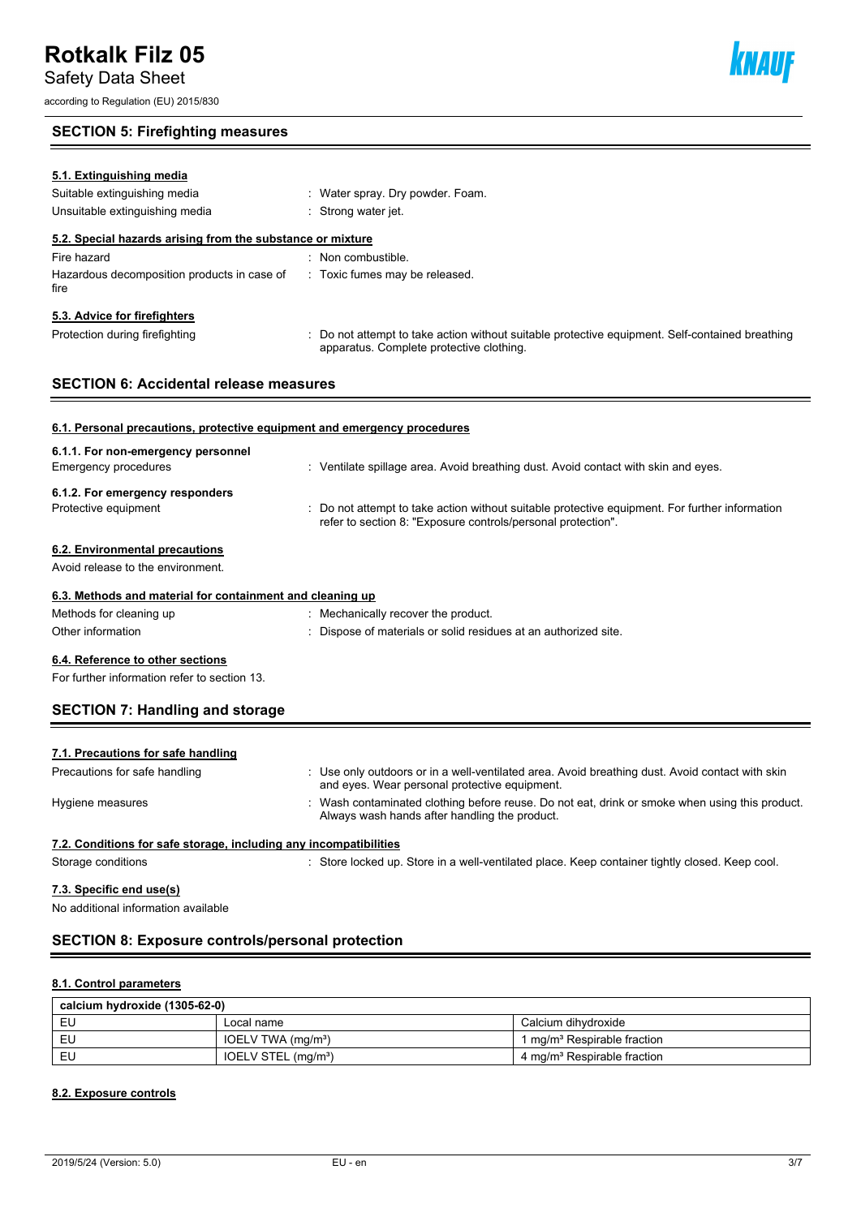## SECTION 5: Firefighting measures

### 5.1. Extinguishing media

Suitable extinguishing media : Water spray. Dry powder. Foam.

Unsuitable extinguishing media : Strong water jet.

### 5.2. Special hazards arising from the substance or mixture

Fire hazard : Non combustible.

Hazardous decomposition products in case of fire : Toxic fumes may be released.

### 5.3. Advice for firefighters

Protection during firefighting : Do not attempt to take action without suitable protective equipment. Self-contained breathing apparatus. Complete protective clothing.

## SECTION 6: Accidental release measures

### 6.1. Personal precautions, protective equipment and emergency procedures

**6.1.1. For non-emergency personnel**

Emergency procedures : Ventilate spillage area. Avoid breathing dust. Avoid contact with skin and eyes.

**6.1.2. For emergency responders**

Protective equipment : Do not attempt to take action without suitable protective equipment. For further information refer to section 8: "Exposure controls/personal protection".

### 6.2. Environmental precautions

Avoid release to the environment.

### 6.3. Methods and material for containment and cleaning up

Methods for cleaning up : Mechanically recover the product.

Other information : Dispose of materials or solid residues at an authorized site.

### 6.4. Reference to other sections

For further information refer to section 13.

## SECTION 7: Handling and storage

### 7.1. Precautions for safe handling

Precautions for safe handling : Use only outdoors or in a well-ventilated area. Avoid breathing dust. Avoid contact with skin and eyes. Wear personal protective equipment.

Hygiene measures : Wash contaminated clothing before reuse. Do not eat, drink or smoke when using this product. Always wash hands after handling the product.

### 7.2. Conditions for safe storage, including any incompatibilities

Storage conditions : Store locked up. Store in a well-ventilated place. Keep container tightly closed. Keep cool.

### 7.3. Specific end use(s)

No additional information available

## SECTION 8: Exposure controls/personal protection

### 8.1. Control parameters

| calcium hydroxide (1305-62-0) | | |
|---|---|---|
| EU | Local name | Calcium dihydroxide |
| EU | IOELV TWA (mg/m³) | 1 mg/m³ Respirable fraction |
| EU | IOELV STEL (mg/m³) | 4 mg/m³ Respirable fraction |

### 8.2. Exposure controls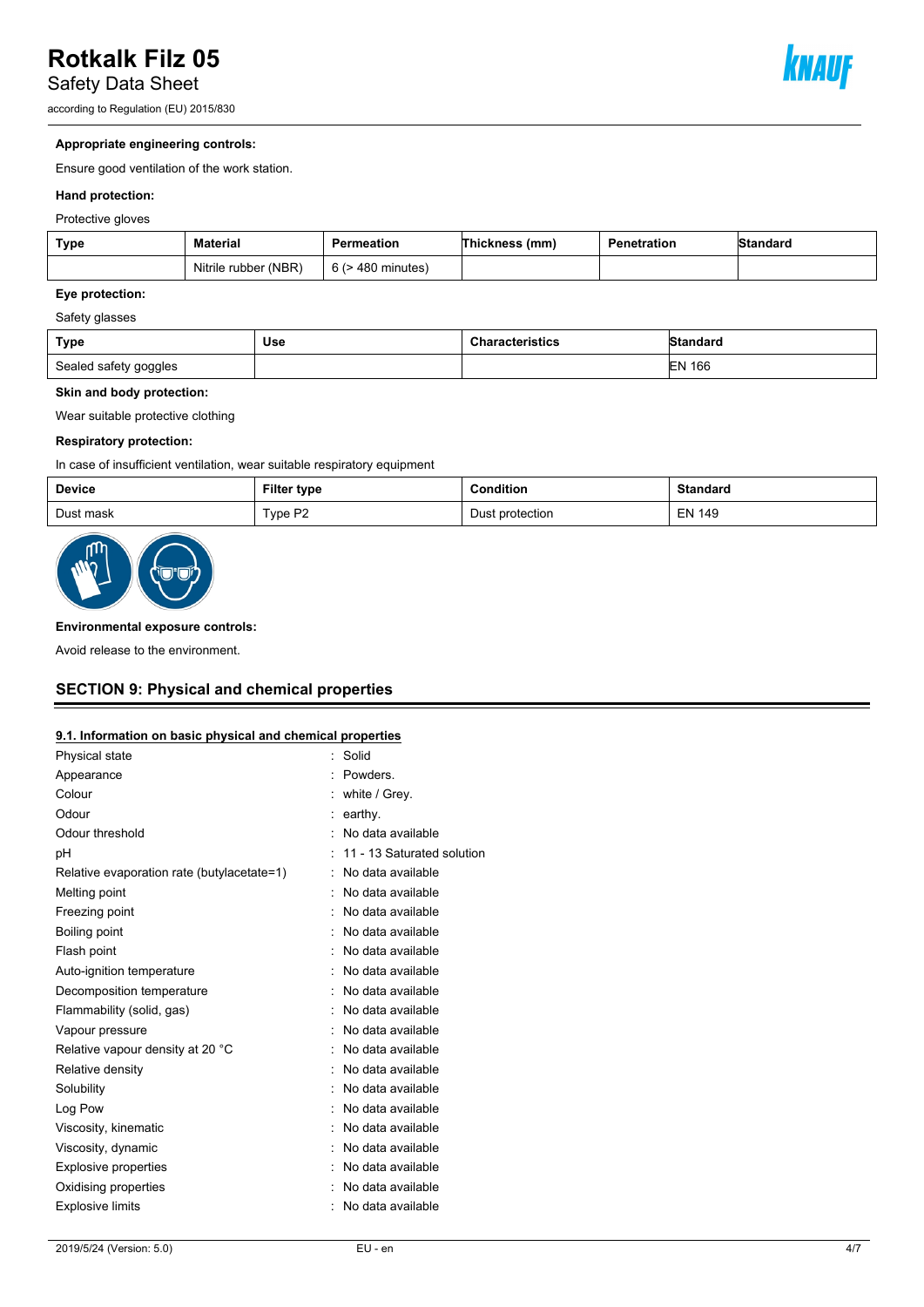**Appropriate engineering controls:**

Ensure good ventilation of the work station.

**Hand protection:**

Protective gloves

| Type | Material | Permeation | Thickness (mm) | Penetration | Standard |
|---|---|---|---|---|---|
| | Nitrile rubber (NBR) | 6 (> 480 minutes) | | | |

**Eye protection:**

Safety glasses

| Type | Use | Characteristics | Standard |
|---|---|---|---|
| Sealed safety goggles | | | EN 166 |

**Skin and body protection:**

Wear suitable protective clothing

**Respiratory protection:**

In case of insufficient ventilation, wear suitable respiratory equipment

| Device | Filter type | Condition | Standard |
|---|---|---|---|
| Dust mask | Type P2 | Dust protection | EN 149 |

**Environmental exposure controls:**

Avoid release to the environment.

## SECTION 9: Physical and chemical properties

### 9.1. Information on basic physical and chemical properties

| | |
|---|---|
| Physical state | : Solid |
| Appearance | : Powders. |
| Colour | : white / Grey. |
| Odour | : earthy. |
| Odour threshold | : No data available |
| pH | : 11 - 13 Saturated solution |
| Relative evaporation rate (butylacetate=1) | : No data available |
| Melting point | : No data available |
| Freezing point | : No data available |
| Boiling point | : No data available |
| Flash point | : No data available |
| Auto-ignition temperature | : No data available |
| Decomposition temperature | : No data available |
| Flammability (solid, gas) | : No data available |
| Vapour pressure | : No data available |
| Relative vapour density at 20 °C | : No data available |
| Relative density | : No data available |
| Solubility | : No data available |
| Log Pow | : No data available |
| Viscosity, kinematic | : No data available |
| Viscosity, dynamic | : No data available |
| Explosive properties | : No data available |
| Oxidising properties | : No data available |
| Explosive limits | : No data available |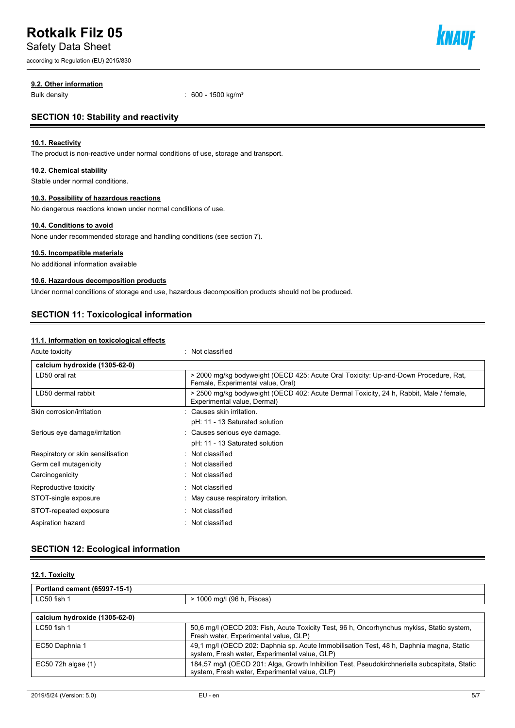### 9.2. Other information

Bulk density : 600 - 1500 kg/m³

## SECTION 10: Stability and reactivity

### 10.1. Reactivity

The product is non-reactive under normal conditions of use, storage and transport.

### 10.2. Chemical stability

Stable under normal conditions.

### 10.3. Possibility of hazardous reactions

No dangerous reactions known under normal conditions of use.

### 10.4. Conditions to avoid

None under recommended storage and handling conditions (see section 7).

### 10.5. Incompatible materials

No additional information available

### 10.6. Hazardous decomposition products

Under normal conditions of storage and use, hazardous decomposition products should not be produced.

## SECTION 11: Toxicological information

### 11.1. Information on toxicological effects

Acute toxicity : Not classified

| calcium hydroxide (1305-62-0) | |
|---|---|
| LD50 oral rat | > 2000 mg/kg bodyweight (OECD 425: Acute Oral Toxicity: Up-and-Down Procedure, Rat, Female, Experimental value, Oral) |
| LD50 dermal rabbit | > 2500 mg/kg bodyweight (OECD 402: Acute Dermal Toxicity, 24 h, Rabbit, Male / female, Experimental value, Dermal) |

Skin corrosion/irritation : Causes skin irritation.
pH: 11 - 13 Saturated solution

Serious eye damage/irritation : Causes serious eye damage.
pH: 11 - 13 Saturated solution

Respiratory or skin sensitisation : Not classified

Germ cell mutagenicity : Not classified

Carcinogenicity : Not classified

Reproductive toxicity : Not classified

STOT-single exposure : May cause respiratory irritation.

STOT-repeated exposure : Not classified

Aspiration hazard : Not classified

## SECTION 12: Ecological information

### 12.1. Toxicity

| Portland cement (65997-15-1) | |
|---|---|
| LC50 fish 1 | > 1000 mg/l (96 h, Pisces) |

| calcium hydroxide (1305-62-0) | |
|---|---|
| LC50 fish 1 | 50,6 mg/l (OECD 203: Fish, Acute Toxicity Test, 96 h, Oncorhynchus mykiss, Static system, Fresh water, Experimental value, GLP) |
| EC50 Daphnia 1 | 49,1 mg/l (OECD 202: Daphnia sp. Acute Immobilisation Test, 48 h, Daphnia magna, Static system, Fresh water, Experimental value, GLP) |
| EC50 72h algae (1) | 184,57 mg/l (OECD 201: Alga, Growth Inhibition Test, Pseudokirchneriella subcapitata, Static system, Fresh water, Experimental value, GLP) |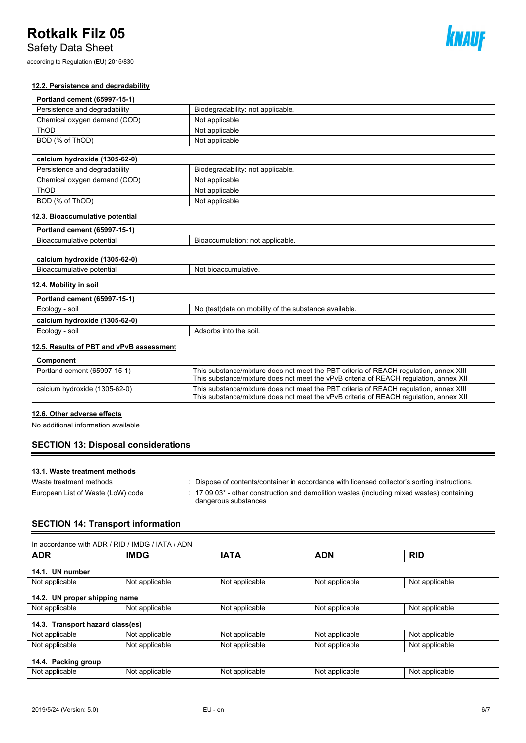#### 12.2. Persistence and degradability

| Portland cement (65997-15-1) | |
|---|---|
| Persistence and degradability | Biodegradability: not applicable. |
| Chemical oxygen demand (COD) | Not applicable |
| ThOD | Not applicable |
| BOD (% of ThOD) | Not applicable |

| calcium hydroxide (1305-62-0) | |
|---|---|
| Persistence and degradability | Biodegradability: not applicable. |
| Chemical oxygen demand (COD) | Not applicable |
| ThOD | Not applicable |
| BOD (% of ThOD) | Not applicable |

#### 12.3. Bioaccumulative potential

| Portland cement (65997-15-1) | |
|---|---|
| Bioaccumulative potential | Bioaccumulation: not applicable. |

| calcium hydroxide (1305-62-0) | |
|---|---|
| Bioaccumulative potential | Not bioaccumulative. |

#### 12.4. Mobility in soil

| Portland cement (65997-15-1) | |
|---|---|
| Ecology - soil | No (test)data on mobility of the substance available. |
| **calcium hydroxide (1305-62-0)** | |
| Ecology - soil | Adsorbs into the soil. |

#### 12.5. Results of PBT and vPvB assessment

| Component | |
|---|---|
| Portland cement (65997-15-1) | This substance/mixture does not meet the PBT criteria of REACH regulation, annex XIII<br>This substance/mixture does not meet the vPvB criteria of REACH regulation, annex XIII |
| calcium hydroxide (1305-62-0) | This substance/mixture does not meet the PBT criteria of REACH regulation, annex XIII<br>This substance/mixture does not meet the vPvB criteria of REACH regulation, annex XIII |

#### 12.6. Other adverse effects

No additional information available

## SECTION 13: Disposal considerations

#### 13.1. Waste treatment methods

Waste treatment methods : Dispose of contents/container in accordance with licensed collector's sorting instructions.

European List of Waste (LoW) code : 17 09 03* - other construction and demolition wastes (including mixed wastes) containing dangerous substances

## SECTION 14: Transport information

In accordance with ADR / RID / IMDG / IATA / ADN

| ADR | IMDG | IATA | ADN | RID |
|---|---|---|---|---|
| **14.1. UN number** | | | | |
| Not applicable | Not applicable | Not applicable | Not applicable | Not applicable |
| **14.2. UN proper shipping name** | | | | |
| Not applicable | Not applicable | Not applicable | Not applicable | Not applicable |
| **14.3. Transport hazard class(es)** | | | | |
| Not applicable | Not applicable | Not applicable | Not applicable | Not applicable |
| Not applicable | Not applicable | Not applicable | Not applicable | Not applicable |
| **14.4. Packing group** | | | | |
| Not applicable | Not applicable | Not applicable | Not applicable | Not applicable |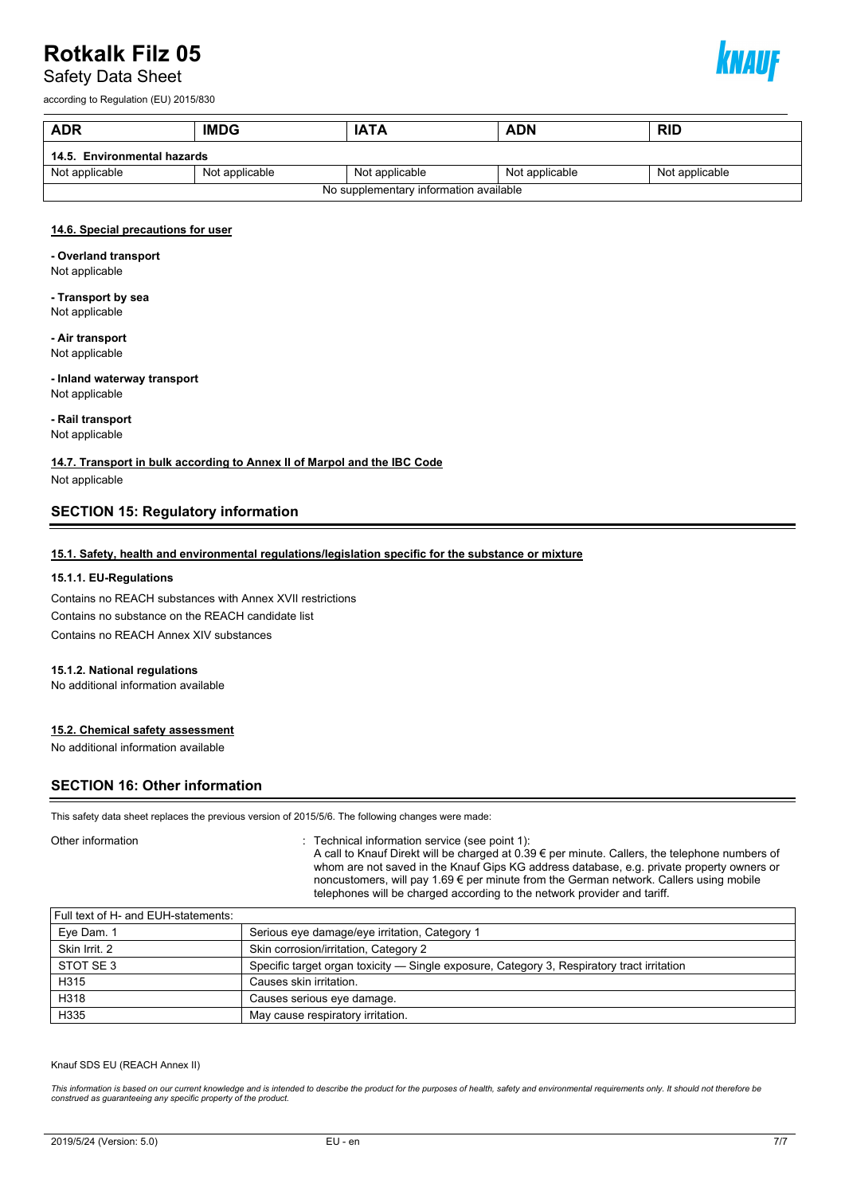| ADR | IMDG | IATA | ADN | RID |
|---|---|---|---|---|
| **14.5. Environmental hazards** | | | | |
| Not applicable | Not applicable | Not applicable | Not applicable | Not applicable |
| No supplementary information available | | | | |

### 14.6. Special precautions for user

**- Overland transport**
Not applicable

**- Transport by sea**
Not applicable

**- Air transport**
Not applicable

**- Inland waterway transport**
Not applicable

**- Rail transport**
Not applicable

### 14.7. Transport in bulk according to Annex II of Marpol and the IBC Code

Not applicable

## SECTION 15: Regulatory information

### 15.1. Safety, health and environmental regulations/legislation specific for the substance or mixture

#### 15.1.1. EU-Regulations

Contains no REACH substances with Annex XVII restrictions

Contains no substance on the REACH candidate list

Contains no REACH Annex XIV substances

#### 15.1.2. National regulations

No additional information available

### 15.2. Chemical safety assessment

No additional information available

## SECTION 16: Other information

This safety data sheet replaces the previous version of 2015/5/6. The following changes were made:

Other information : Technical information service (see point 1):
A call to Knauf Direkt will be charged at 0.39 € per minute. Callers, the telephone numbers of whom are not saved in the Knauf Gips KG address database, e.g. private property owners or noncustomers, will pay 1.69 € per minute from the German network. Callers using mobile telephones will be charged according to the network provider and tariff.

| Full text of H- and EUH-statements: | |
|---|---|
| Eye Dam. 1 | Serious eye damage/eye irritation, Category 1 |
| Skin Irrit. 2 | Skin corrosion/irritation, Category 2 |
| STOT SE 3 | Specific target organ toxicity — Single exposure, Category 3, Respiratory tract irritation |
| H315 | Causes skin irritation. |
| H318 | Causes serious eye damage. |
| H335 | May cause respiratory irritation. |

Knauf SDS EU (REACH Annex II)

*This information is based on our current knowledge and is intended to describe the product for the purposes of health, safety and environmental requirements only. It should not therefore be construed as guaranteeing any specific property of the product.*